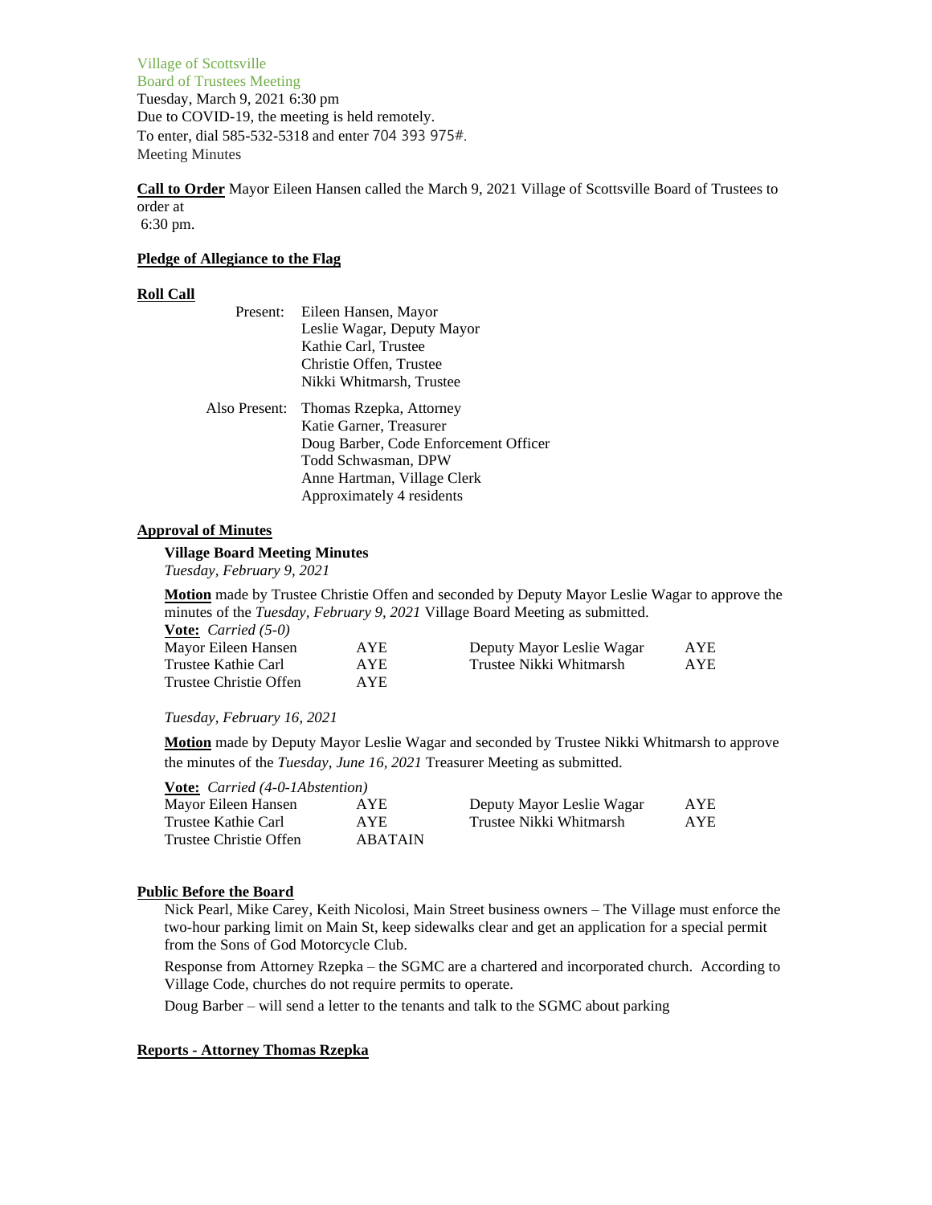Village of Scottsville
Board of Trustees Meeting
Tuesday, March 9, 2021 6:30 pm
Due to COVID-19, the meeting is held remotely.
To enter, dial 585-532-5318 and enter 704 393 975#.
Meeting Minutes

**Call to Order** Mayor Eileen Hansen called the March 9, 2021 Village of Scottsville Board of Trustees to order at
6:30 pm.

**Pledge of Allegiance to the Flag**

**Roll Call**

Present: Eileen Hansen, Mayor
Leslie Wagar, Deputy Mayor
Kathie Carl, Trustee
Christie Offen, Trustee
Nikki Whitmarsh, Trustee

Also Present: Thomas Rzepka, Attorney
Katie Garner, Treasurer
Doug Barber, Code Enforcement Officer
Todd Schwasman, DPW
Anne Hartman, Village Clerk
Approximately 4 residents

**Approval of Minutes**

**Village Board Meeting Minutes**
*Tuesday, February 9, 2021*

**Motion** made by Trustee Christie Offen and seconded by Deputy Mayor Leslie Wagar to approve the minutes of the *Tuesday, February 9, 2021* Village Board Meeting as submitted.
**Vote:** *Carried (5-0)*

| | | | |
|---|---|---|---|
| Mayor Eileen Hansen | AYE | Deputy Mayor Leslie Wagar | AYE |
| Trustee Kathie Carl | AYE | Trustee Nikki Whitmarsh | AYE |
| Trustee Christie Offen | AYE | | |

*Tuesday, February 16, 2021*

**Motion** made by Deputy Mayor Leslie Wagar and seconded by Trustee Nikki Whitmarsh to approve the minutes of the *Tuesday, June 16, 2021* Treasurer Meeting as submitted.

**Vote:** *Carried (4-0-1Abstention)*

| | | | |
|---|---|---|---|
| Mayor Eileen Hansen | AYE | Deputy Mayor Leslie Wagar | AYE |
| Trustee Kathie Carl | AYE | Trustee Nikki Whitmarsh | AYE |
| Trustee Christie Offen | ABATAIN | | |

**Public Before the Board**

Nick Pearl, Mike Carey, Keith Nicolosi, Main Street business owners – The Village must enforce the two-hour parking limit on Main St, keep sidewalks clear and get an application for a special permit from the Sons of God Motorcycle Club.

Response from Attorney Rzepka – the SGMC are a chartered and incorporated church. According to Village Code, churches do not require permits to operate.

Doug Barber – will send a letter to the tenants and talk to the SGMC about parking

**Reports - Attorney Thomas Rzepka**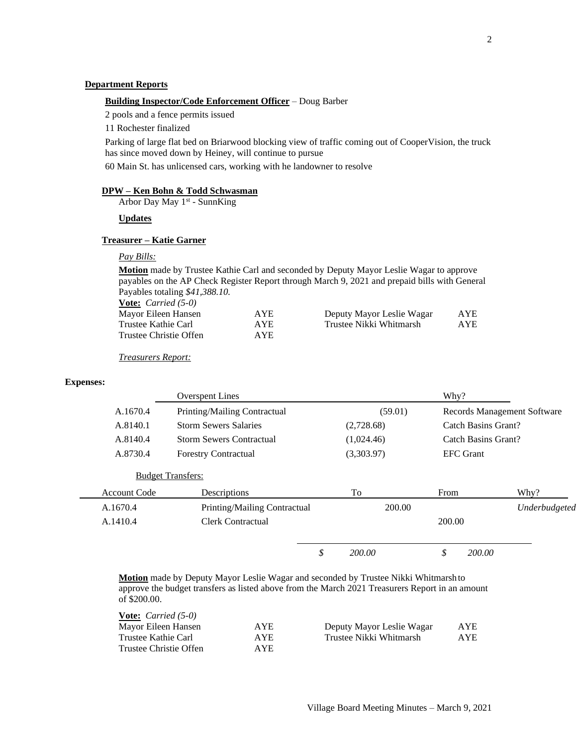**Department Reports**

**Building Inspector/Code Enforcement Officer** – Doug Barber

2 pools and a fence permits issued

11 Rochester finalized

Parking of large flat bed on Briarwood blocking view of traffic coming out of CooperVision, the truck has since moved down by Heiney, will continue to pursue

60 Main St. has unlicensed cars, working with he landowner to resolve

**DPW – Ken Bohn & Todd Schwasman**

Arbor Day May 1st - SunnKing

**Updates**

**Treasurer – Katie Garner**

*Pay Bills:*

**Motion** made by Trustee Kathie Carl and seconded by Deputy Mayor Leslie Wagar to approve payables on the AP Check Register Report through March 9, 2021 and prepaid bills with General Payables totaling *$41,388.10.*

**Vote:** *Carried (5-0)*

| | | | |
|---|---|---|---|
| Mayor Eileen Hansen | AYE | Deputy Mayor Leslie Wagar | AYE |
| Trustee Kathie Carl | AYE | Trustee Nikki Whitmarsh | AYE |
| Trustee Christie Offen | AYE | | |

*Treasurers Report:*

**Expenses:**

| | Overspent Lines | | Why? |
|---|---|---|---|
| A.1670.4 | Printing/Mailing Contractual | (59.01) | Records Management Software |
| A.8140.1 | Storm Sewers Salaries | (2,728.68) | Catch Basins Grant? |
| A.8140.4 | Storm Sewers Contractual | (1,024.46) | Catch Basins Grant? |
| A.8730.4 | Forestry Contractual | (3,303.97) | EFC Grant |

Budget Transfers:

| Account Code | Descriptions | To | From | Why? |
|---|---|---|---|---|
| A.1670.4 | Printing/Mailing Contractual | 200.00 | | *Underbudgeted* |
| A.1410.4 | Clerk Contractual | | 200.00 | |
| | | *$ 200.00* | *$ 200.00* | |

**Motion** made by Deputy Mayor Leslie Wagar and seconded by Trustee Nikki Whitmarsh to approve the budget transfers as listed above from the March 2021 Treasurers Report in an amount of $200.00.

**Vote:** *Carried (5-0)*

| | | | |
|---|---|---|---|
| Mayor Eileen Hansen | AYE | Deputy Mayor Leslie Wagar | AYE |
| Trustee Kathie Carl | AYE | Trustee Nikki Whitmarsh | AYE |
| Trustee Christie Offen | AYE | | |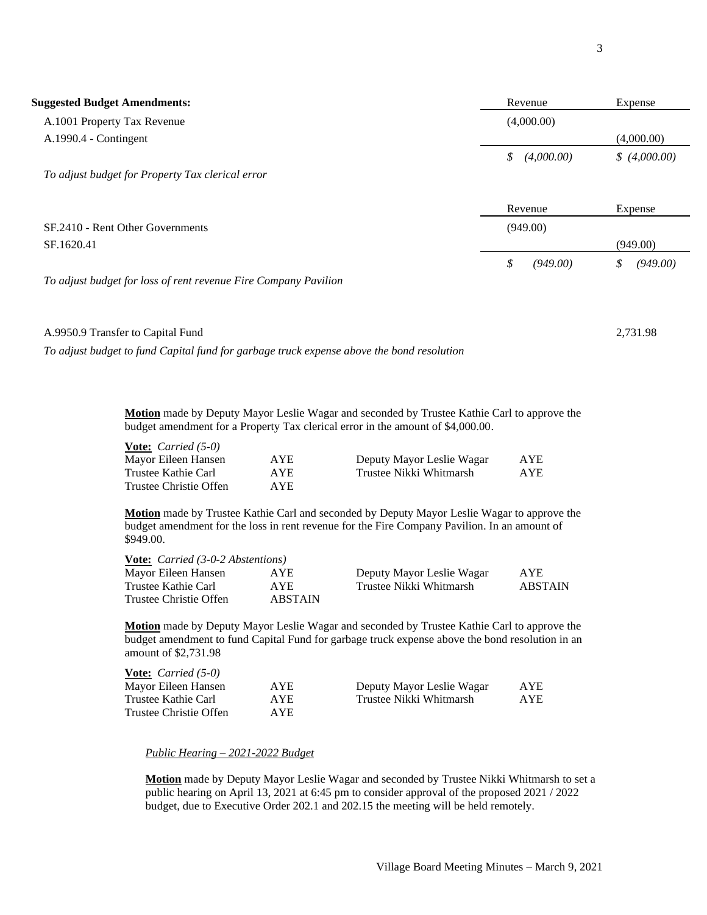**Suggested Budget Amendments:**

| | Revenue | Expense |
|---|---|---|
| A.1001 Property Tax Revenue | (4,000.00) | |
| A.1990.4 - Contingent | | (4,000.00) |
| | $ (4,000.00) | $ (4,000.00) |

*To adjust budget for Property Tax clerical error*

| | Revenue | Expense |
|---|---|---|
| SF.2410 - Rent Other Governments | (949.00) | |
| SF.1620.41 | | (949.00) |
| | $ (949.00) | $ (949.00) |

*To adjust budget for loss of rent revenue Fire Company Pavilion*

A.9950.9 Transfer to Capital Fund 2,731.98

*To adjust budget to fund Capital fund for garbage truck expense above the bond resolution*

**Motion** made by Deputy Mayor Leslie Wagar and seconded by Trustee Kathie Carl to approve the budget amendment for a Property Tax clerical error in the amount of $4,000.00.

**Vote:** *Carried (5-0)*

| | | | |
|---|---|---|---|
| Mayor Eileen Hansen | AYE | Deputy Mayor Leslie Wagar | AYE |
| Trustee Kathie Carl | AYE | Trustee Nikki Whitmarsh | AYE |
| Trustee Christie Offen | AYE | | |

**Motion** made by Trustee Kathie Carl and seconded by Deputy Mayor Leslie Wagar to approve the budget amendment for the loss in rent revenue for the Fire Company Pavilion. In an amount of $949.00.

**Vote:** *Carried (3-0-2 Abstentions)*

| | | | |
|---|---|---|---|
| Mayor Eileen Hansen | AYE | Deputy Mayor Leslie Wagar | AYE |
| Trustee Kathie Carl | AYE | Trustee Nikki Whitmarsh | ABSTAIN |
| Trustee Christie Offen | ABSTAIN | | |

**Motion** made by Deputy Mayor Leslie Wagar and seconded by Trustee Kathie Carl to approve the budget amendment to fund Capital Fund for garbage truck expense above the bond resolution in an amount of $2,731.98

**Vote:** *Carried (5-0)*

| | | | |
|---|---|---|---|
| Mayor Eileen Hansen | AYE | Deputy Mayor Leslie Wagar | AYE |
| Trustee Kathie Carl | AYE | Trustee Nikki Whitmarsh | AYE |
| Trustee Christie Offen | AYE | | |

*Public Hearing – 2021-2022 Budget*

**Motion** made by Deputy Mayor Leslie Wagar and seconded by Trustee Nikki Whitmarsh to set a public hearing on April 13, 2021 at 6:45 pm to consider approval of the proposed 2021 / 2022 budget, due to Executive Order 202.1 and 202.15 the meeting will be held remotely.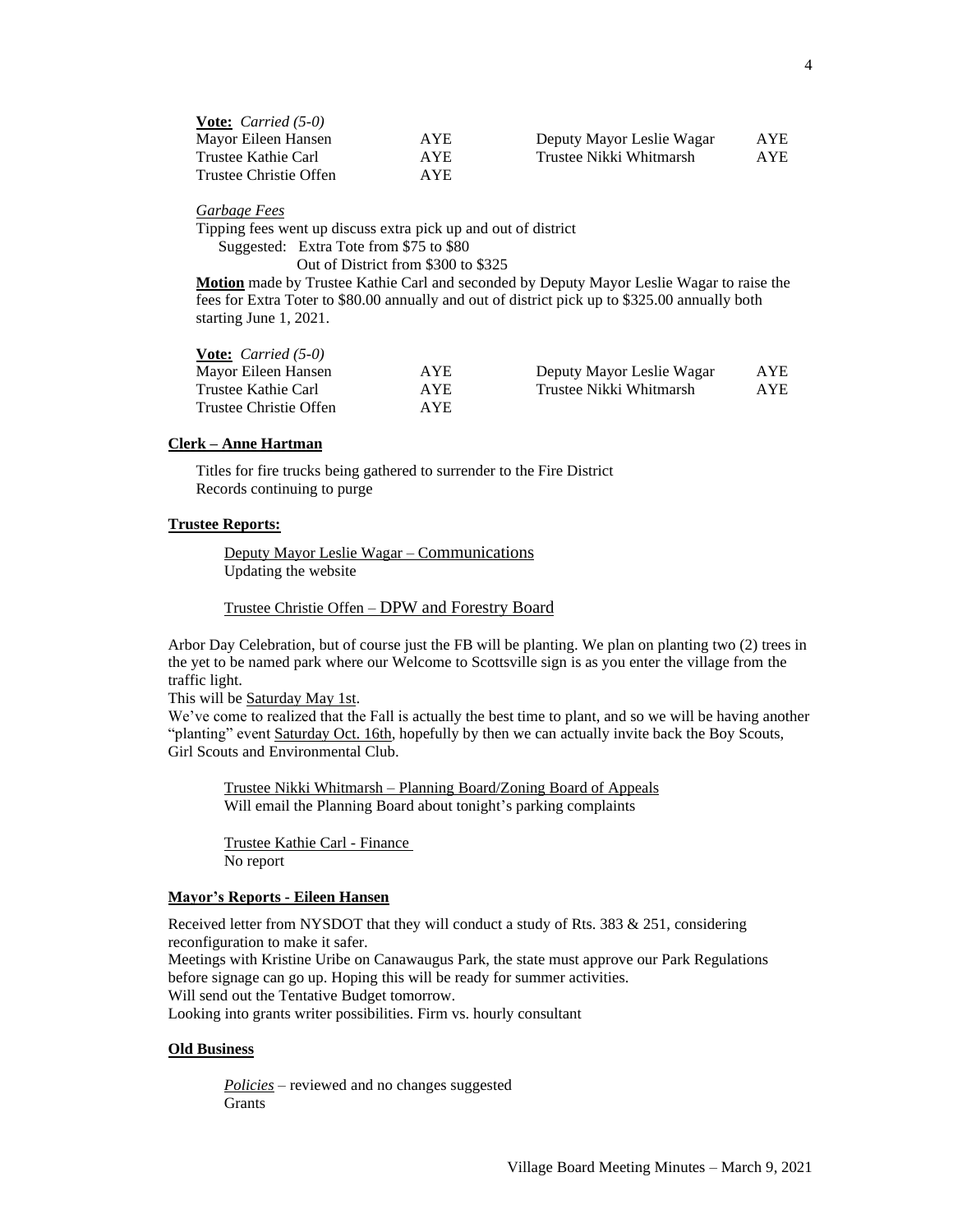**Vote:** *Carried (5-0)*

| | | | |
|---|---|---|---|
| Mayor Eileen Hansen | AYE | Deputy Mayor Leslie Wagar | AYE |
| Trustee Kathie Carl | AYE | Trustee Nikki Whitmarsh | AYE |
| Trustee Christie Offen | AYE | | |

*Garbage Fees*

Tipping fees went up discuss extra pick up and out of district

Suggested: Extra Tote from $75 to $80

Out of District from $300 to $325

**Motion** made by Trustee Kathie Carl and seconded by Deputy Mayor Leslie Wagar to raise the fees for Extra Toter to $80.00 annually and out of district pick up to $325.00 annually both starting June 1, 2021.

**Vote:** *Carried (5-0)*

| | | | |
|---|---|---|---|
| Mayor Eileen Hansen | AYE | Deputy Mayor Leslie Wagar | AYE |
| Trustee Kathie Carl | AYE | Trustee Nikki Whitmarsh | AYE |
| Trustee Christie Offen | AYE | | |

**Clerk – Anne Hartman**

Titles for fire trucks being gathered to surrender to the Fire District
Records continuing to purge

**Trustee Reports:**

Deputy Mayor Leslie Wagar – Communications
Updating the website

Trustee Christie Offen – DPW and Forestry Board

Arbor Day Celebration, but of course just the FB will be planting. We plan on planting two (2) trees in the yet to be named park where our Welcome to Scottsville sign is as you enter the village from the traffic light.

This will be Saturday May 1st.

We've come to realized that the Fall is actually the best time to plant, and so we will be having another "planting" event Saturday Oct. 16th, hopefully by then we can actually invite back the Boy Scouts, Girl Scouts and Environmental Club.

Trustee Nikki Whitmarsh – Planning Board/Zoning Board of Appeals
Will email the Planning Board about tonight's parking complaints

Trustee Kathie Carl - Finance
No report

**Mayor's Reports - Eileen Hansen**

Received letter from NYSDOT that they will conduct a study of Rts. 383 & 251, considering reconfiguration to make it safer.

Meetings with Kristine Uribe on Canawaugus Park, the state must approve our Park Regulations before signage can go up. Hoping this will be ready for summer activities.

Will send out the Tentative Budget tomorrow.

Looking into grants writer possibilities. Firm vs. hourly consultant

**Old Business**

*Policies* – reviewed and no changes suggested
Grants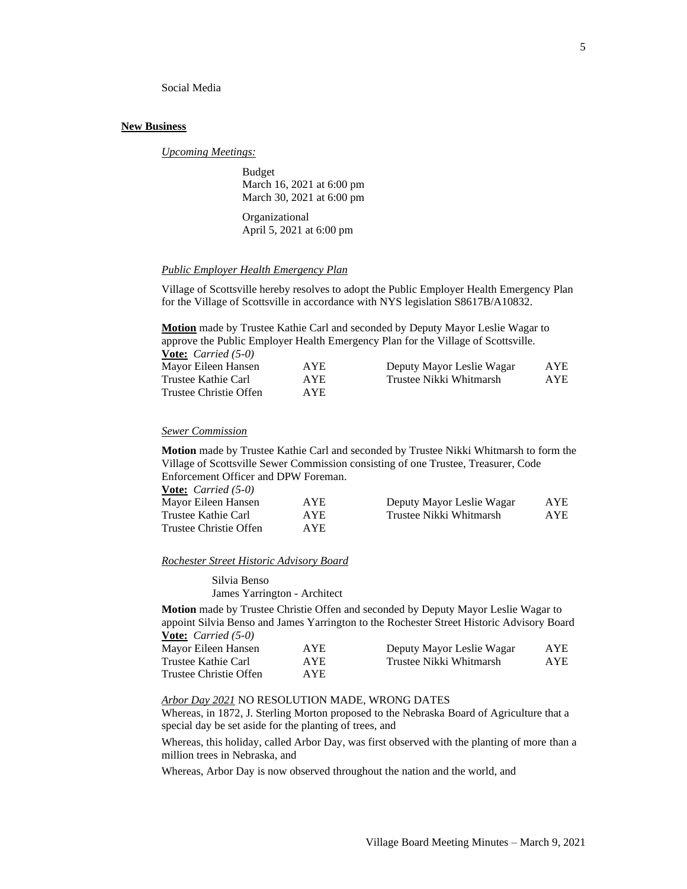Social Media

**New Business**

*Upcoming Meetings:*

Budget
March 16, 2021 at 6:00 pm
March 30, 2021 at 6:00 pm

Organizational
April 5, 2021 at 6:00 pm

*Public Employer Health Emergency Plan*

Village of Scottsville hereby resolves to adopt the Public Employer Health Emergency Plan for the Village of Scottsville in accordance with NYS legislation S8617B/A10832.

**Motion** made by Trustee Kathie Carl and seconded by Deputy Mayor Leslie Wagar to approve the Public Employer Health Emergency Plan for the Village of Scottsville.

**Vote:** *Carried (5-0)*

| | | | |
|---|---|---|---|
| Mayor Eileen Hansen | AYE | Deputy Mayor Leslie Wagar | AYE |
| Trustee Kathie Carl | AYE | Trustee Nikki Whitmarsh | AYE |
| Trustee Christie Offen | AYE | | |

*Sewer Commission*

**Motion** made by Trustee Kathie Carl and seconded by Trustee Nikki Whitmarsh to form the Village of Scottsville Sewer Commission consisting of one Trustee, Treasurer, Code Enforcement Officer and DPW Foreman.

**Vote:** *Carried (5-0)*

| | | | |
|---|---|---|---|
| Mayor Eileen Hansen | AYE | Deputy Mayor Leslie Wagar | AYE |
| Trustee Kathie Carl | AYE | Trustee Nikki Whitmarsh | AYE |
| Trustee Christie Offen | AYE | | |

*Rochester Street Historic Advisory Board*

Silvia Benso
James Yarrington - Architect

**Motion** made by Trustee Christie Offen and seconded by Deputy Mayor Leslie Wagar to appoint Silvia Benso and James Yarrington to the Rochester Street Historic Advisory Board

**Vote:** *Carried (5-0)*

| | | | |
|---|---|---|---|
| Mayor Eileen Hansen | AYE | Deputy Mayor Leslie Wagar | AYE |
| Trustee Kathie Carl | AYE | Trustee Nikki Whitmarsh | AYE |
| Trustee Christie Offen | AYE | | |

*Arbor Day 2021* NO RESOLUTION MADE, WRONG DATES

Whereas, in 1872, J. Sterling Morton proposed to the Nebraska Board of Agriculture that a special day be set aside for the planting of trees, and

Whereas, this holiday, called Arbor Day, was first observed with the planting of more than a million trees in Nebraska, and

Whereas, Arbor Day is now observed throughout the nation and the world, and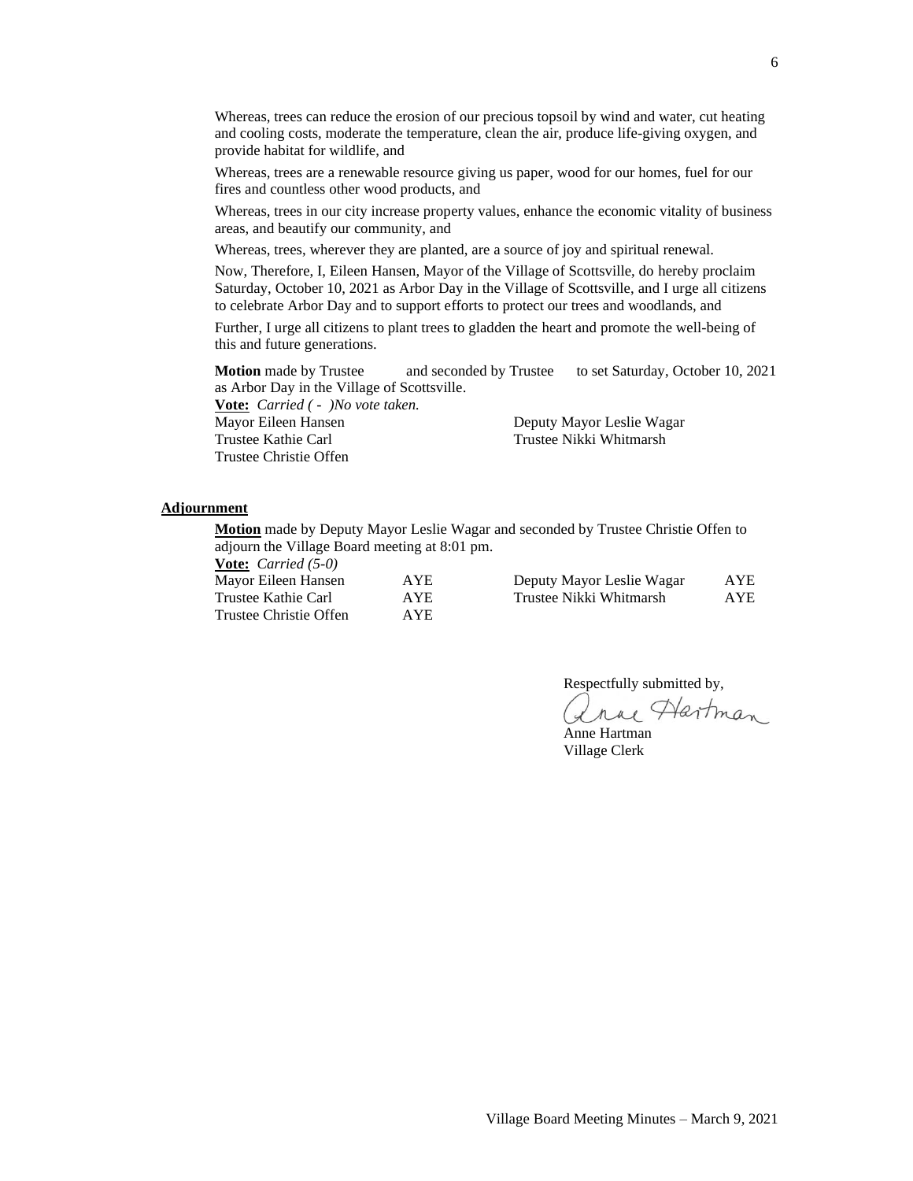Whereas, trees can reduce the erosion of our precious topsoil by wind and water, cut heating and cooling costs, moderate the temperature, clean the air, produce life-giving oxygen, and provide habitat for wildlife, and

Whereas, trees are a renewable resource giving us paper, wood for our homes, fuel for our fires and countless other wood products, and

Whereas, trees in our city increase property values, enhance the economic vitality of business areas, and beautify our community, and

Whereas, trees, wherever they are planted, are a source of joy and spiritual renewal.

Now, Therefore, I, Eileen Hansen, Mayor of the Village of Scottsville, do hereby proclaim Saturday, October 10, 2021 as Arbor Day in the Village of Scottsville, and I urge all citizens to celebrate Arbor Day and to support efforts to protect our trees and woodlands, and

Further, I urge all citizens to plant trees to gladden the heart and promote the well-being of this and future generations.

**Motion** made by Trustee and seconded by Trustee to set Saturday, October 10, 2021 as Arbor Day in the Village of Scottsville.

**Vote:** *Carried ( - )No vote taken.*

| | |
|---|---|
| Mayor Eileen Hansen | Deputy Mayor Leslie Wagar |
| Trustee Kathie Carl | Trustee Nikki Whitmarsh |
| Trustee Christie Offen | |

## Adjournment

**Motion** made by Deputy Mayor Leslie Wagar and seconded by Trustee Christie Offen to adjourn the Village Board meeting at 8:01 pm.

**Vote:** *Carried (5-0)*

| | | | |
|---|---|---|---|
| Mayor Eileen Hansen | AYE | Deputy Mayor Leslie Wagar | AYE |
| Trustee Kathie Carl | AYE | Trustee Nikki Whitmarsh | AYE |
| Trustee Christie Offen | AYE | | |

Respectfully submitted by,

Anne Hartman
Anne Hartman
Village Clerk